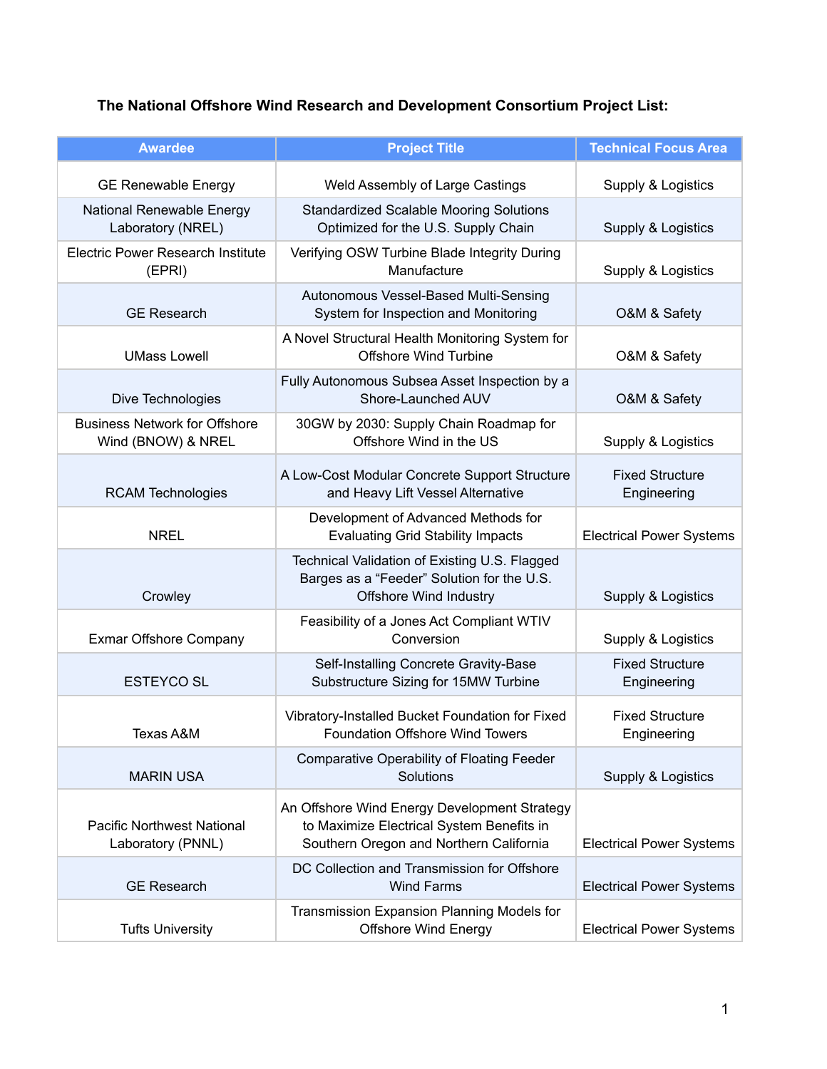**The National Offshore Wind Research and Development Consortium Project List:**

| Awardee | Project Title | Technical Focus Area |
|---|---|---|
| GE Renewable Energy | Weld Assembly of Large Castings | Supply & Logistics |
| National Renewable Energy Laboratory (NREL) | Standardized Scalable Mooring Solutions Optimized for the U.S. Supply Chain | Supply & Logistics |
| Electric Power Research Institute (EPRI) | Verifying OSW Turbine Blade Integrity During Manufacture | Supply & Logistics |
| GE Research | Autonomous Vessel-Based Multi-Sensing System for Inspection and Monitoring | O&M & Safety |
| UMass Lowell | A Novel Structural Health Monitoring System for Offshore Wind Turbine | O&M & Safety |
| Dive Technologies | Fully Autonomous Subsea Asset Inspection by a Shore-Launched AUV | O&M & Safety |
| Business Network for Offshore Wind (BNOW) & NREL | 30GW by 2030: Supply Chain Roadmap for Offshore Wind in the US | Supply & Logistics |
| RCAM Technologies | A Low-Cost Modular Concrete Support Structure and Heavy Lift Vessel Alternative | Fixed Structure Engineering |
| NREL | Development of Advanced Methods for Evaluating Grid Stability Impacts | Electrical Power Systems |
| Crowley | Technical Validation of Existing U.S. Flagged Barges as a “Feeder” Solution for the U.S. Offshore Wind Industry | Supply & Logistics |
| Exmar Offshore Company | Feasibility of a Jones Act Compliant WTIV Conversion | Supply & Logistics |
| ESTEYCO SL | Self-Installing Concrete Gravity-Base Substructure Sizing for 15MW Turbine | Fixed Structure Engineering |
| Texas A&M | Vibratory-Installed Bucket Foundation for Fixed Foundation Offshore Wind Towers | Fixed Structure Engineering |
| MARIN USA | Comparative Operability of Floating Feeder Solutions | Supply & Logistics |
| Pacific Northwest National Laboratory (PNNL) | An Offshore Wind Energy Development Strategy to Maximize Electrical System Benefits in Southern Oregon and Northern California | Electrical Power Systems |
| GE Research | DC Collection and Transmission for Offshore Wind Farms | Electrical Power Systems |
| Tufts University | Transmission Expansion Planning Models for Offshore Wind Energy | Electrical Power Systems |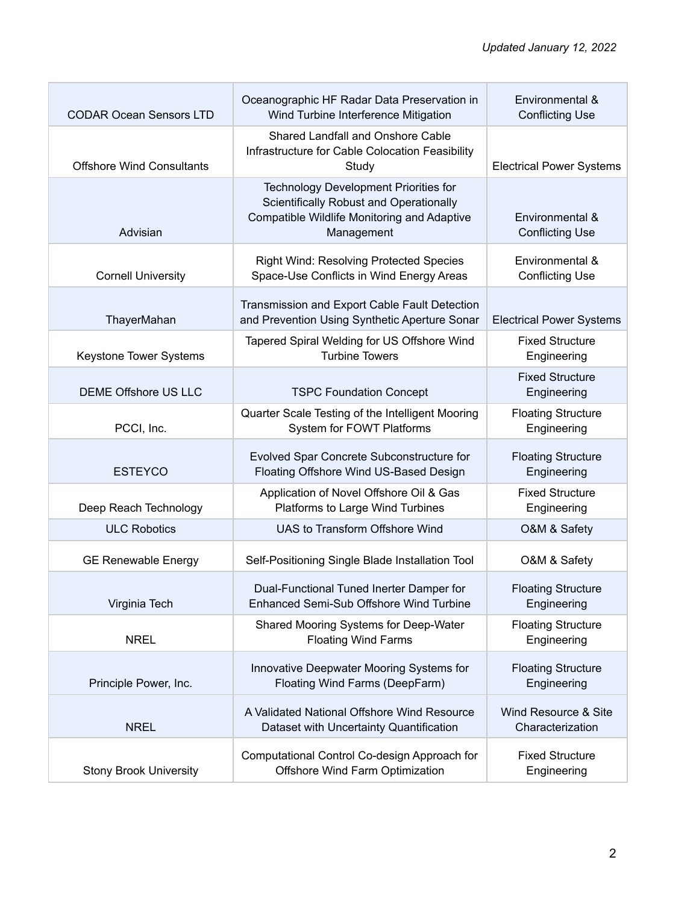*Updated January 12, 2022*

| | | |
|---|---|---|
| CODAR Ocean Sensors LTD | Oceanographic HF Radar Data Preservation in Wind Turbine Interference Mitigation | Environmental & Conflicting Use |
| Offshore Wind Consultants | Shared Landfall and Onshore Cable Infrastructure for Cable Colocation Feasibility Study | Electrical Power Systems |
| Advisian | Technology Development Priorities for Scientifically Robust and Operationally Compatible Wildlife Monitoring and Adaptive Management | Environmental & Conflicting Use |
| Cornell University | Right Wind: Resolving Protected Species Space-Use Conflicts in Wind Energy Areas | Environmental & Conflicting Use |
| ThayerMahan | Transmission and Export Cable Fault Detection and Prevention Using Synthetic Aperture Sonar | Electrical Power Systems |
| Keystone Tower Systems | Tapered Spiral Welding for US Offshore Wind Turbine Towers | Fixed Structure Engineering |
| DEME Offshore US LLC | TSPC Foundation Concept | Fixed Structure Engineering |
| PCCI, Inc. | Quarter Scale Testing of the Intelligent Mooring System for FOWT Platforms | Floating Structure Engineering |
| ESTEYCO | Evolved Spar Concrete Subconstructure for Floating Offshore Wind US-Based Design | Floating Structure Engineering |
| Deep Reach Technology | Application of Novel Offshore Oil & Gas Platforms to Large Wind Turbines | Fixed Structure Engineering |
| ULC Robotics | UAS to Transform Offshore Wind | O&M & Safety |
| GE Renewable Energy | Self-Positioning Single Blade Installation Tool | O&M & Safety |
| Virginia Tech | Dual-Functional Tuned Inerter Damper for Enhanced Semi-Sub Offshore Wind Turbine | Floating Structure Engineering |
| NREL | Shared Mooring Systems for Deep-Water Floating Wind Farms | Floating Structure Engineering |
| Principle Power, Inc. | Innovative Deepwater Mooring Systems for Floating Wind Farms (DeepFarm) | Floating Structure Engineering |
| NREL | A Validated National Offshore Wind Resource Dataset with Uncertainty Quantification | Wind Resource & Site Characterization |
| Stony Brook University | Computational Control Co-design Approach for Offshore Wind Farm Optimization | Fixed Structure Engineering |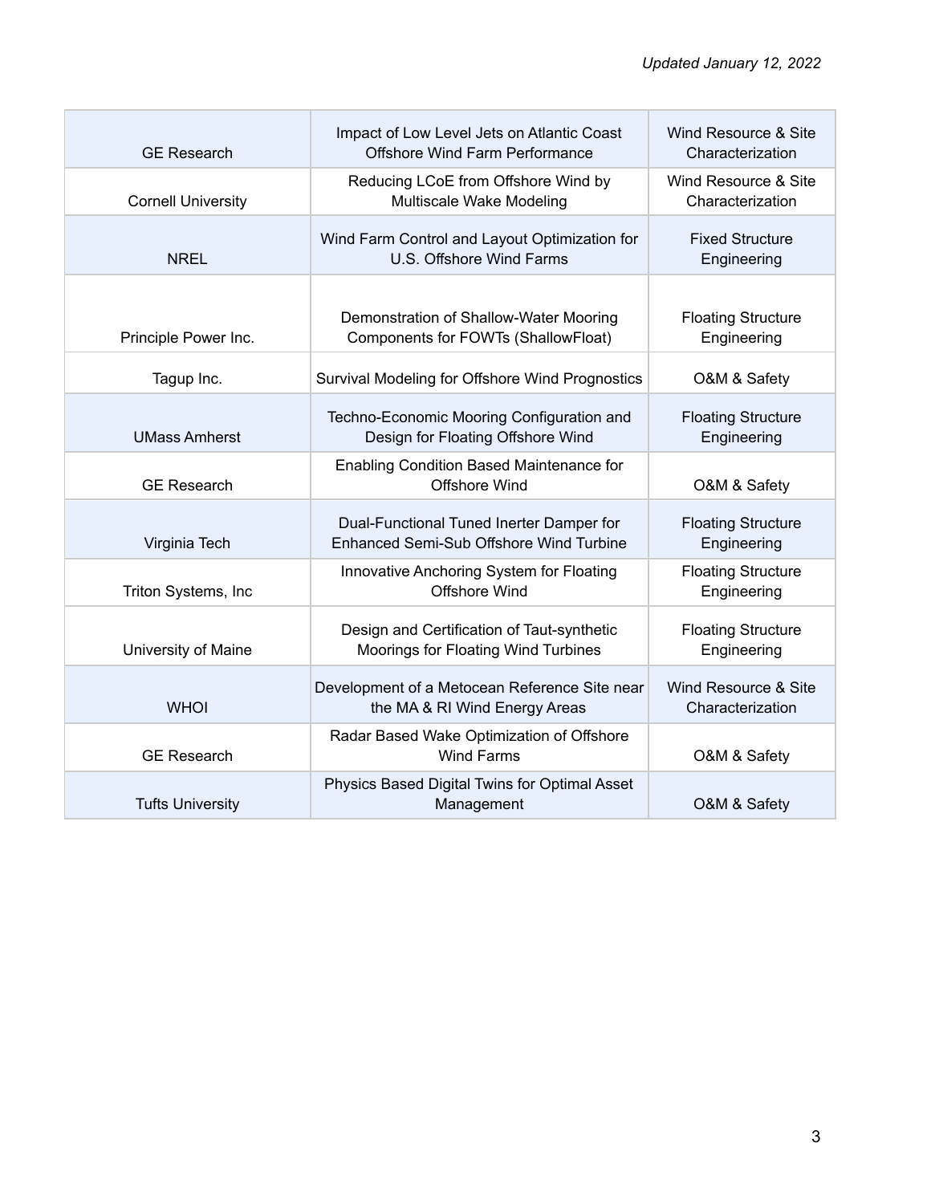| | | |
|---|---|---|
| GE Research | Impact of Low Level Jets on Atlantic Coast Offshore Wind Farm Performance | Wind Resource & Site Characterization |
| Cornell University | Reducing LCoE from Offshore Wind by Multiscale Wake Modeling | Wind Resource & Site Characterization |
| NREL | Wind Farm Control and Layout Optimization for U.S. Offshore Wind Farms | Fixed Structure Engineering |
| Principle Power Inc. | Demonstration of Shallow-Water Mooring Components for FOWTs (ShallowFloat) | Floating Structure Engineering |
| Tagup Inc. | Survival Modeling for Offshore Wind Prognostics | O&M & Safety |
| UMass Amherst | Techno-Economic Mooring Configuration and Design for Floating Offshore Wind | Floating Structure Engineering |
| GE Research | Enabling Condition Based Maintenance for Offshore Wind | O&M & Safety |
| Virginia Tech | Dual-Functional Tuned Inerter Damper for Enhanced Semi-Sub Offshore Wind Turbine | Floating Structure Engineering |
| Triton Systems, Inc | Innovative Anchoring System for Floating Offshore Wind | Floating Structure Engineering |
| University of Maine | Design and Certification of Taut-synthetic Moorings for Floating Wind Turbines | Floating Structure Engineering |
| WHOI | Development of a Metocean Reference Site near the MA & RI Wind Energy Areas | Wind Resource & Site Characterization |
| GE Research | Radar Based Wake Optimization of Offshore Wind Farms | O&M & Safety |
| Tufts University | Physics Based Digital Twins for Optimal Asset Management | O&M & Safety |